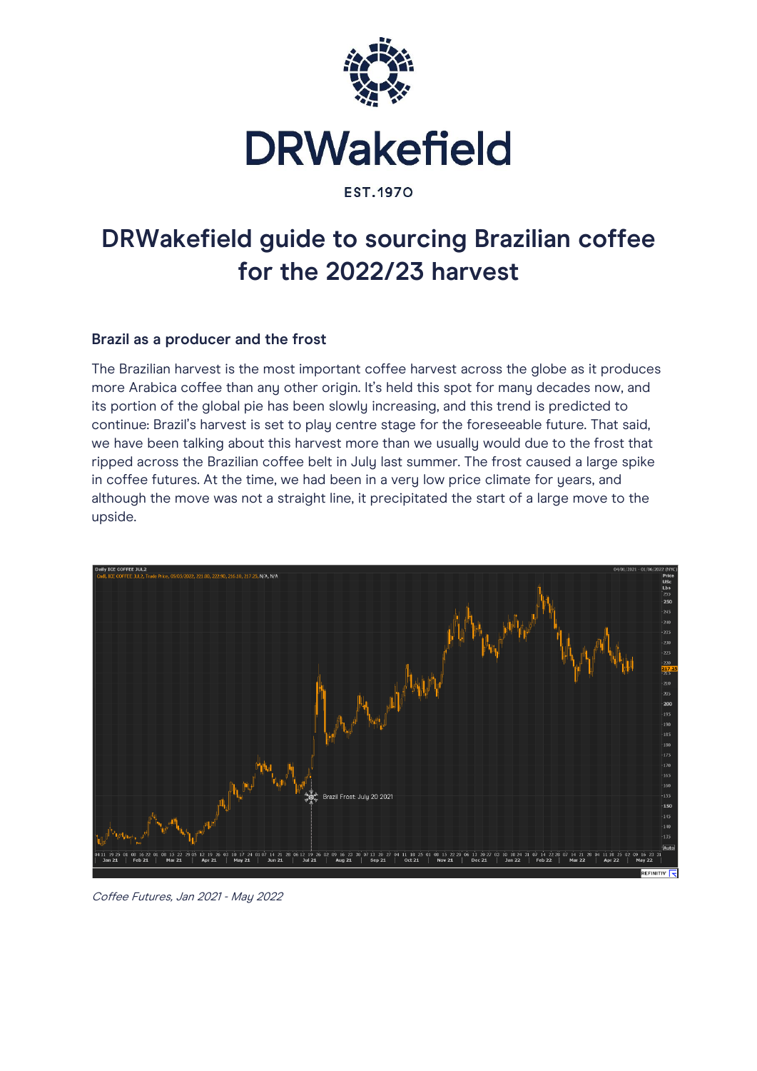# DRWakefield

EST.1970

# DRWakefield guide to sourcing Brazilian coffee for the 2022/23 harvest

### Brazil as a producer and the frost

The Brazilian harvest is the most important coffee harvest across the globe as it produces more Arabica coffee than any other origin. It's held this spot for many decades now, and its portion of the global pie has been slowly increasing, and this trend is predicted to continue: Brazil's harvest is set to play centre stage for the foreseeable future. That said, we have been talking about this harvest more than we usually would due to the frost that ripped across the Brazilian coffee belt in July last summer. The frost caused a large spike in coffee futures. At the time, we had been in a very low price climate for years, and although the move was not a straight line, it precipitated the start of a large move to the upside.

*Coffee Futures, Jan 2021 - May 2022*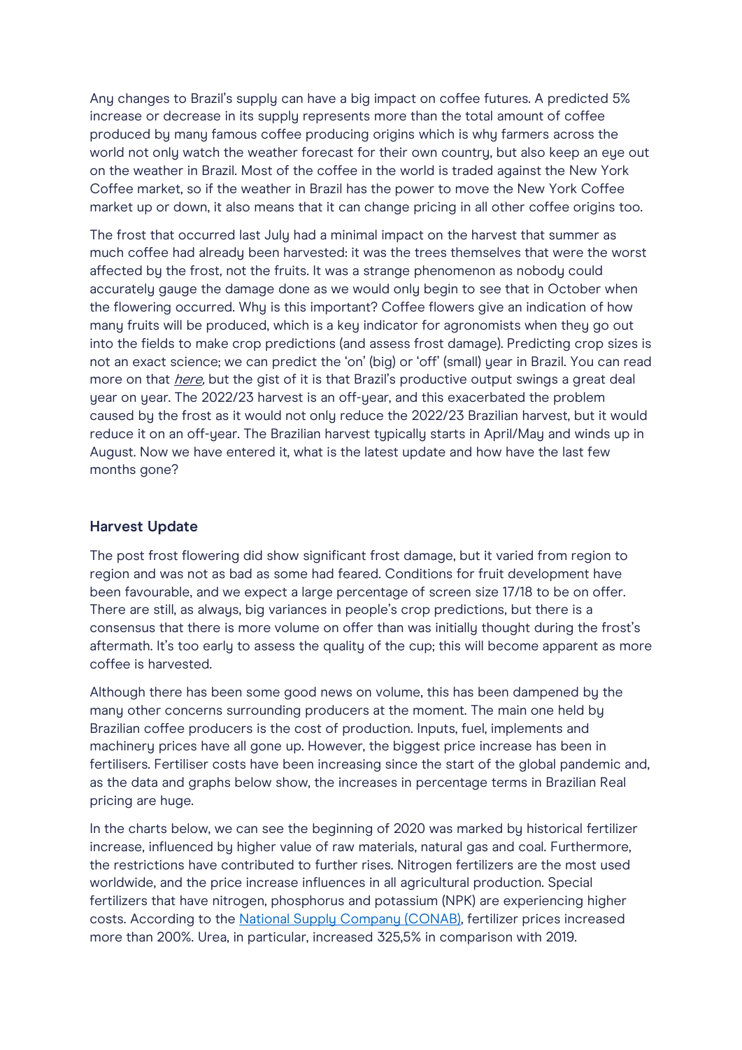Any changes to Brazil's supply can have a big impact on coffee futures. A predicted 5% increase or decrease in its supply represents more than the total amount of coffee produced by many famous coffee producing origins which is why farmers across the world not only watch the weather forecast for their own country, but also keep an eye out on the weather in Brazil. Most of the coffee in the world is traded against the New York Coffee market, so if the weather in Brazil has the power to move the New York Coffee market up or down, it also means that it can change pricing in all other coffee origins too.

The frost that occurred last July had a minimal impact on the harvest that summer as much coffee had already been harvested: it was the trees themselves that were the worst affected by the frost, not the fruits. It was a strange phenomenon as nobody could accurately gauge the damage done as we would only begin to see that in October when the flowering occurred. Why is this important? Coffee flowers give an indication of how many fruits will be produced, which is a key indicator for agronomists when they go out into the fields to make crop predictions (and assess frost damage). Predicting crop sizes is not an exact science; we can predict the 'on' (big) or 'off' (small) year in Brazil. You can read more on that *here*, but the gist of it is that Brazil's productive output swings a great deal year on year. The 2022/23 harvest is an off-year, and this exacerbated the problem caused by the frost as it would not only reduce the 2022/23 Brazilian harvest, but it would reduce it on an off-year. The Brazilian harvest typically starts in April/May and winds up in August. Now we have entered it, what is the latest update and how have the last few months gone?

## Harvest Update

The post frost flowering did show significant frost damage, but it varied from region to region and was not as bad as some had feared. Conditions for fruit development have been favourable, and we expect a large percentage of screen size 17/18 to be on offer. There are still, as always, big variances in people's crop predictions, but there is a consensus that there is more volume on offer than was initially thought during the frost's aftermath. It's too early to assess the quality of the cup; this will become apparent as more coffee is harvested.

Although there has been some good news on volume, this has been dampened by the many other concerns surrounding producers at the moment. The main one held by Brazilian coffee producers is the cost of production. Inputs, fuel, implements and machinery prices have all gone up. However, the biggest price increase has been in fertilisers. Fertiliser costs have been increasing since the start of the global pandemic and, as the data and graphs below show, the increases in percentage terms in Brazilian Real pricing are huge.

In the charts below, we can see the beginning of 2020 was marked by historical fertilizer increase, influenced by higher value of raw materials, natural gas and coal. Furthermore, the restrictions have contributed to further rises. Nitrogen fertilizers are the most used worldwide, and the price increase influences in all agricultural production. Special fertilizers that have nitrogen, phosphorus and potassium (NPK) are experiencing higher costs. According to the National Supply Company (CONAB), fertilizer prices increased more than 200%. Urea, in particular, increased 325,5% in comparison with 2019.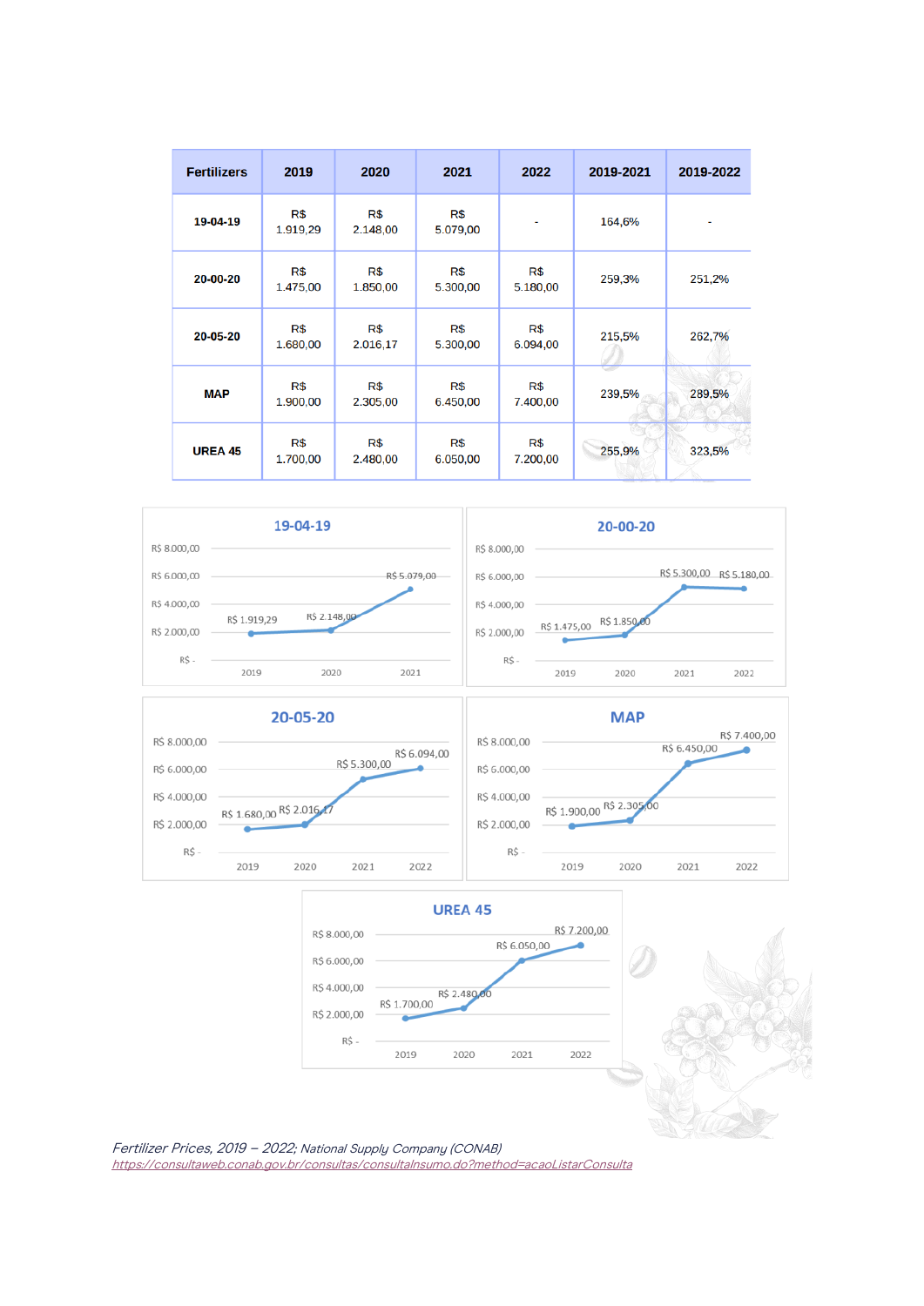| Fertilizers | 2019 | 2020 | 2021 | 2022 | 2019-2021 | 2019-2022 |
|---|---|---|---|---|---|---|
| 19-04-19 | R$ 1.919,29 | R$ 2.148,00 | R$ 5.079,00 | - | 164,6% | - |
| 20-00-20 | R$ 1.475,00 | R$ 1.850,00 | R$ 5.300,00 | R$ 5.180,00 | 259,3% | 251,2% |
| 20-05-20 | R$ 1.680,00 | R$ 2.016,17 | R$ 5.300,00 | R$ 6.094,00 | 215,5% | 262,7% |
| MAP | R$ 1.900,00 | R$ 2.305,00 | R$ 6.450,00 | R$ 7.400,00 | 239,5% | 289,5% |
| UREA 45 | R$ 1.700,00 | R$ 2.480,00 | R$ 6.050,00 | R$ 7.200,00 | 255,9% | 323,5% |

*Fertilizer Prices, 2019 – 2022; National Supply Company (CONAB)*
*https://consultaweb.conab.gov.br/consultas/consultaInsumo.do?method=acaoListarConsulta*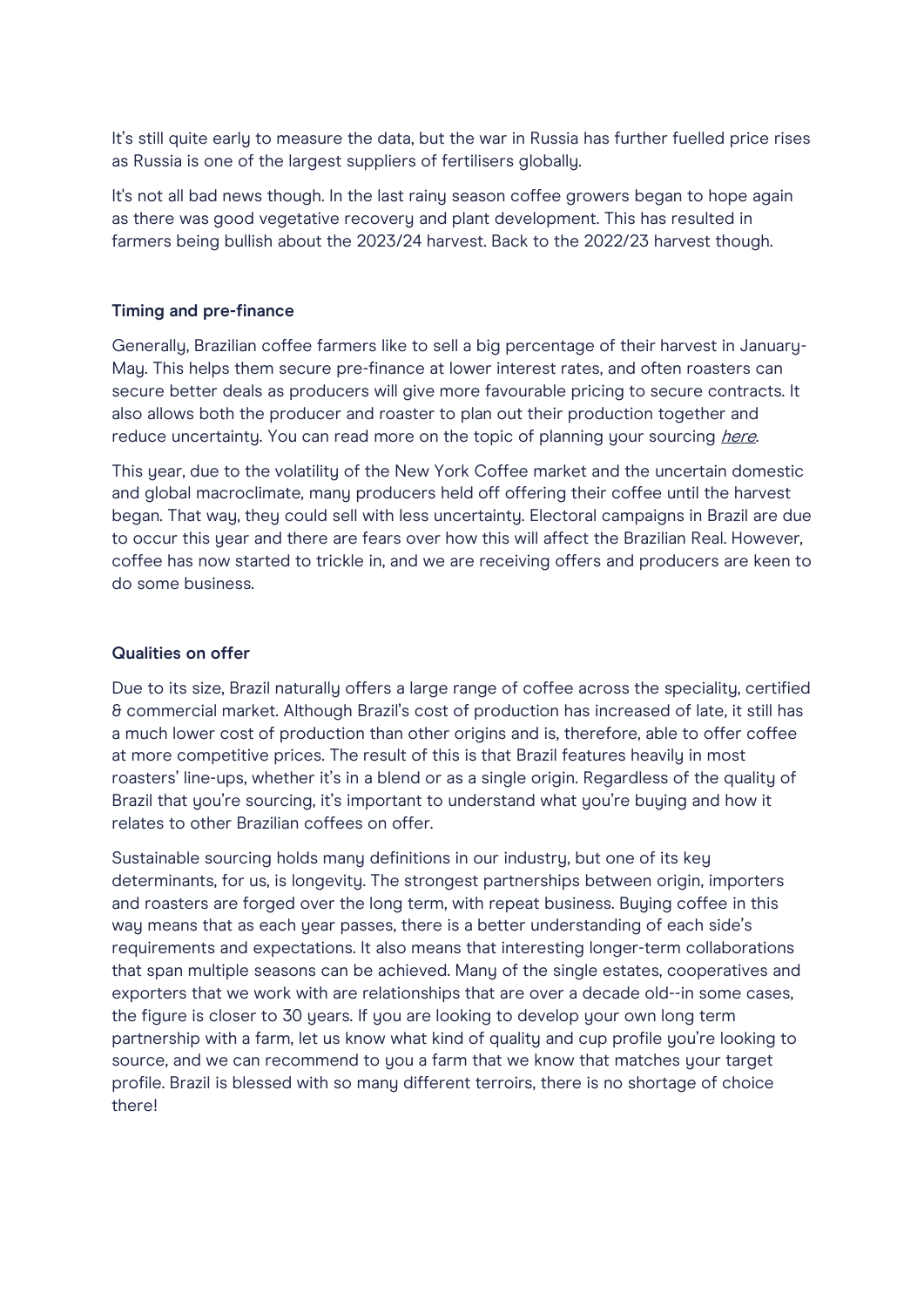It's still quite early to measure the data, but the war in Russia has further fuelled price rises as Russia is one of the largest suppliers of fertilisers globally.

It's not all bad news though. In the last rainy season coffee growers began to hope again as there was good vegetative recovery and plant development. This has resulted in farmers being bullish about the 2023/24 harvest. Back to the 2022/23 harvest though.

**Timing and pre-finance**

Generally, Brazilian coffee farmers like to sell a big percentage of their harvest in January-May. This helps them secure pre-finance at lower interest rates, and often roasters can secure better deals as producers will give more favourable pricing to secure contracts. It also allows both the producer and roaster to plan out their production together and reduce uncertainty. You can read more on the topic of planning your sourcing *here*.

This year, due to the volatility of the New York Coffee market and the uncertain domestic and global macroclimate, many producers held off offering their coffee until the harvest began. That way, they could sell with less uncertainty. Electoral campaigns in Brazil are due to occur this year and there are fears over how this will affect the Brazilian Real. However, coffee has now started to trickle in, and we are receiving offers and producers are keen to do some business.

**Qualities on offer**

Due to its size, Brazil naturally offers a large range of coffee across the speciality, certified & commercial market. Although Brazil's cost of production has increased of late, it still has a much lower cost of production than other origins and is, therefore, able to offer coffee at more competitive prices. The result of this is that Brazil features heavily in most roasters' line-ups, whether it's in a blend or as a single origin. Regardless of the quality of Brazil that you're sourcing, it's important to understand what you're buying and how it relates to other Brazilian coffees on offer.

Sustainable sourcing holds many definitions in our industry, but one of its key determinants, for us, is longevity. The strongest partnerships between origin, importers and roasters are forged over the long term, with repeat business. Buying coffee in this way means that as each year passes, there is a better understanding of each side's requirements and expectations. It also means that interesting longer-term collaborations that span multiple seasons can be achieved. Many of the single estates, cooperatives and exporters that we work with are relationships that are over a decade old--in some cases, the figure is closer to 30 years. If you are looking to develop your own long term partnership with a farm, let us know what kind of quality and cup profile you're looking to source, and we can recommend to you a farm that we know that matches your target profile. Brazil is blessed with so many different terroirs, there is no shortage of choice there!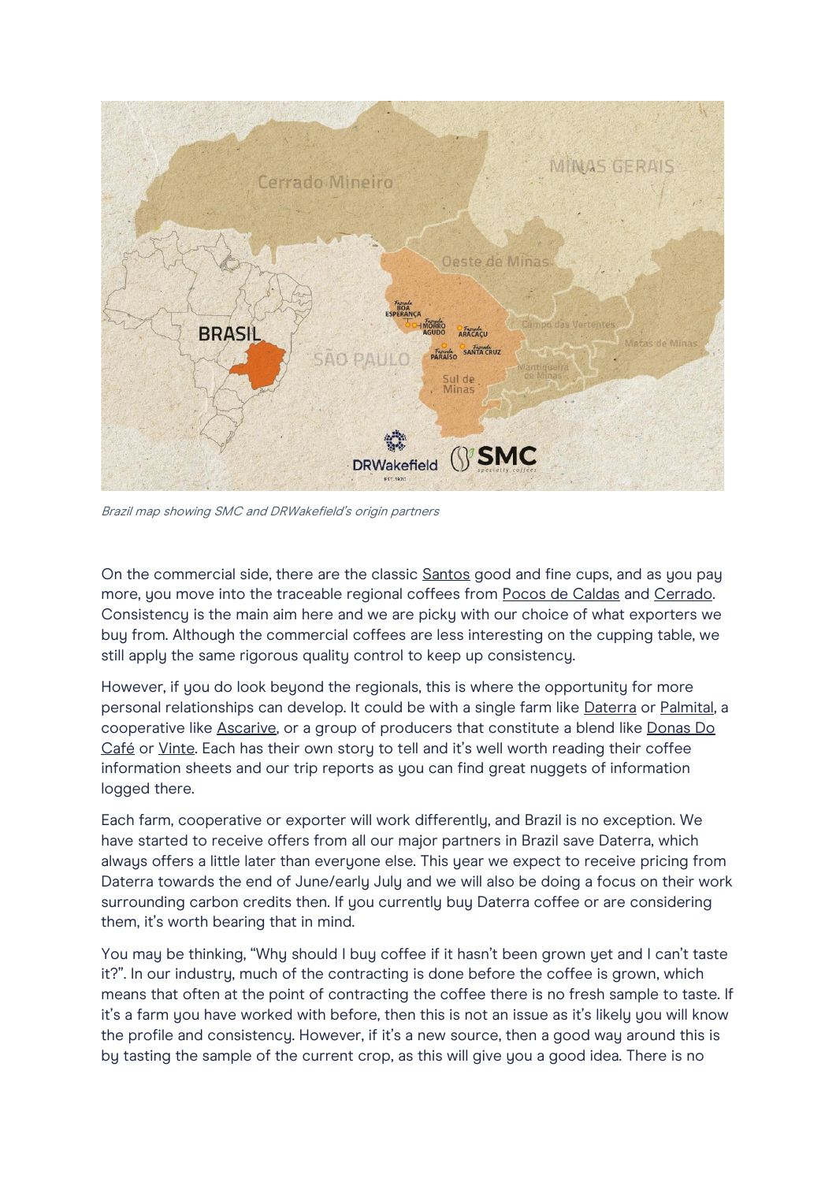*Brazil map showing SMC and DRWakefield's origin partners*

On the commercial side, there are the classic Santos good and fine cups, and as you pay more, you move into the traceable regional coffees from Pocos de Caldas and Cerrado. Consistency is the main aim here and we are picky with our choice of what exporters we buy from. Although the commercial coffees are less interesting on the cupping table, we still apply the same rigorous quality control to keep up consistency.

However, if you do look beyond the regionals, this is where the opportunity for more personal relationships can develop. It could be with a single farm like Daterra or Palmital, a cooperative like Ascarive, or a group of producers that constitute a blend like Donas Do Café or Vinte. Each has their own story to tell and it's well worth reading their coffee information sheets and our trip reports as you can find great nuggets of information logged there.

Each farm, cooperative or exporter will work differently, and Brazil is no exception. We have started to receive offers from all our major partners in Brazil save Daterra, which always offers a little later than everyone else. This year we expect to receive pricing from Daterra towards the end of June/early July and we will also be doing a focus on their work surrounding carbon credits then. If you currently buy Daterra coffee or are considering them, it's worth bearing that in mind.

You may be thinking, "Why should I buy coffee if it hasn't been grown yet and I can't taste it?". In our industry, much of the contracting is done before the coffee is grown, which means that often at the point of contracting the coffee there is no fresh sample to taste. If it's a farm you have worked with before, then this is not an issue as it's likely you will know the profile and consistency. However, if it's a new source, then a good way around this is by tasting the sample of the current crop, as this will give you a good idea. There is no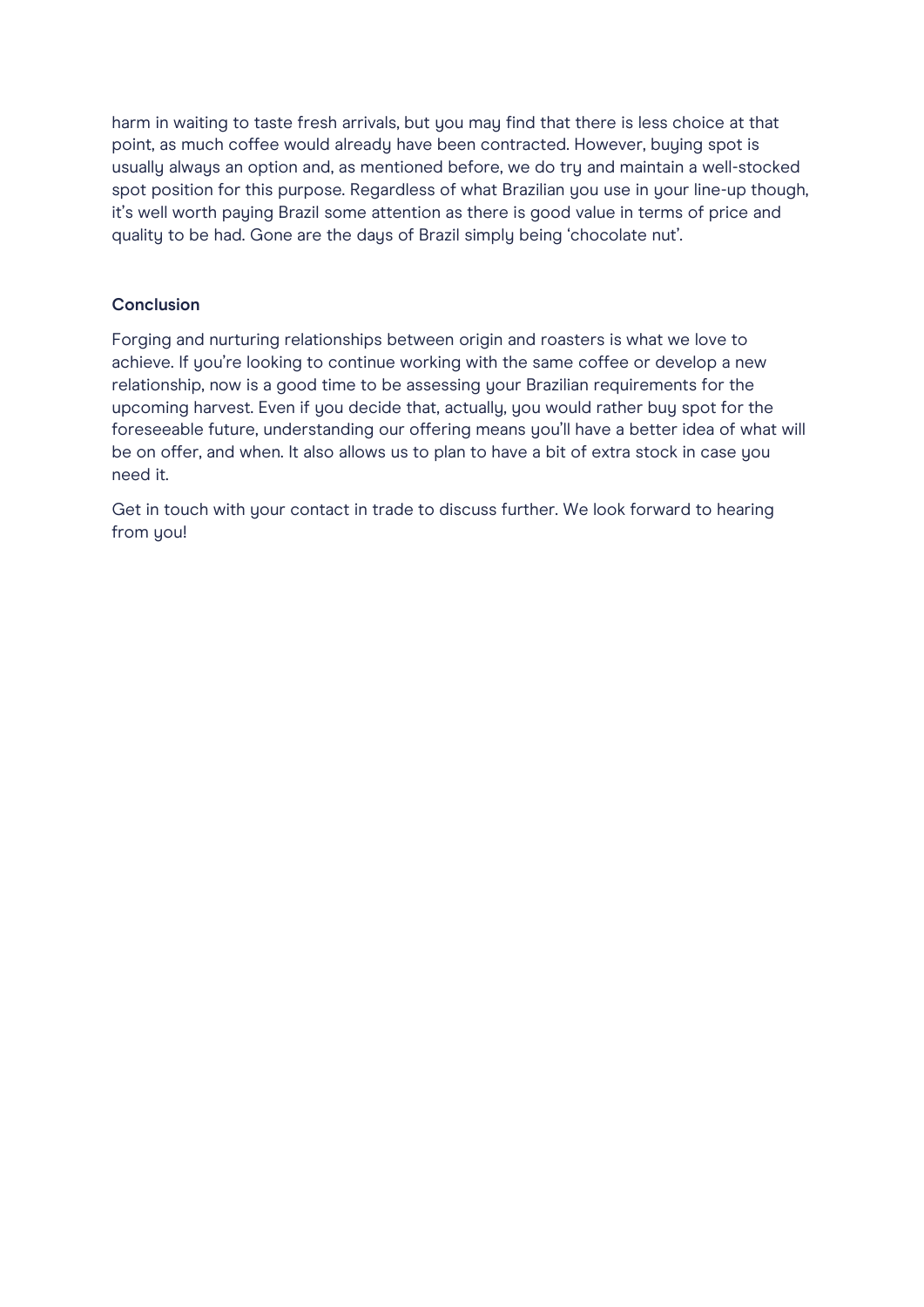harm in waiting to taste fresh arrivals, but you may find that there is less choice at that point, as much coffee would already have been contracted. However, buying spot is usually always an option and, as mentioned before, we do try and maintain a well-stocked spot position for this purpose. Regardless of what Brazilian you use in your line-up though, it's well worth paying Brazil some attention as there is good value in terms of price and quality to be had. Gone are the days of Brazil simply being 'chocolate nut'.

**Conclusion**

Forging and nurturing relationships between origin and roasters is what we love to achieve. If you're looking to continue working with the same coffee or develop a new relationship, now is a good time to be assessing your Brazilian requirements for the upcoming harvest. Even if you decide that, actually, you would rather buy spot for the foreseeable future, understanding our offering means you'll have a better idea of what will be on offer, and when. It also allows us to plan to have a bit of extra stock in case you need it.

Get in touch with your contact in trade to discuss further. We look forward to hearing from you!